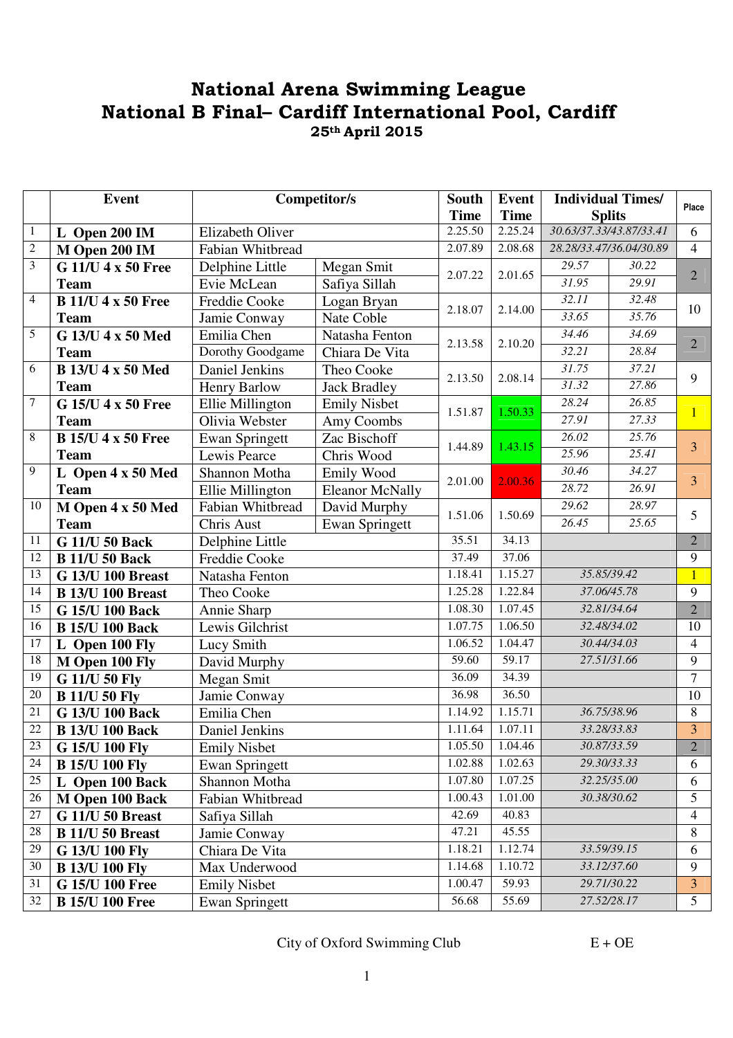# National Arena Swimming League

# National B Final– Cardiff International Pool, Cardiff

**25th April 2015**

| | Event | Competitor/s | | South Time | Event Time | Individual Times/ Splits | | Place |
|---|---|---|---|---|---|---|---|---|
| 1 | **L Open 200 IM** | Elizabeth Oliver | | 2.25.50 | 2.25.24 | *30.63/37.33/43.87/33.41* | | 6 |
| 2 | **M Open 200 IM** | Fabian Whitbread | | 2.07.89 | 2.08.68 | *28.28/33.47/36.04/30.89* | | 4 |
| 3 | **G 11/U 4 x 50 Free Team** | Delphine Little<br>Evie McLean | Megan Smit<br>Safiya Sillah | 2.07.22 | 2.01.65 | *29.57*<br>*31.95* | *30.22*<br>*29.91* | 2 |
| 4 | **B 11/U 4 x 50 Free Team** | Freddie Cooke<br>Jamie Conway | Logan Bryan<br>Nate Coble | 2.18.07 | 2.14.00 | *32.11*<br>*33.65* | *32.48*<br>*35.76* | 10 |
| 5 | **G 13/U 4 x 50 Med Team** | Emilia Chen<br>Dorothy Goodgame | Natasha Fenton<br>Chiara De Vita | 2.13.58 | 2.10.20 | *34.46*<br>*32.21* | *34.69*<br>*28.84* | 2 |
| 6 | **B 13/U 4 x 50 Med Team** | Daniel Jenkins<br>Henry Barlow | Theo Cooke<br>Jack Bradley | 2.13.50 | 2.08.14 | *31.75*<br>*31.32* | *37.21*<br>*27.86* | 9 |
| 7 | **G 15/U 4 x 50 Free Team** | Ellie Millington<br>Olivia Webster | Emily Nisbet<br>Amy Coombs | 1.51.87 | 1.50.33 | *28.24*<br>*27.91* | *26.85*<br>*27.33* | 1 |
| 8 | **B 15/U 4 x 50 Free Team** | Ewan Springett<br>Lewis Pearce | Zac Bischoff<br>Chris Wood | 1.44.89 | 1.43.15 | *26.02*<br>*25.96* | *25.76*<br>*25.41* | 3 |
| 9 | **L Open 4 x 50 Med Team** | Shannon Motha<br>Ellie Millington | Emily Wood<br>Eleanor McNally | 2.01.00 | 2.00.36 | *30.46*<br>*28.72* | *34.27*<br>*26.91* | 3 |
| 10 | **M Open 4 x 50 Med Team** | Fabian Whitbread<br>Chris Aust | David Murphy<br>Ewan Springett | 1.51.06 | 1.50.69 | *29.62*<br>*26.45* | *28.97*<br>*25.65* | 5 |
| 11 | **G 11/U 50 Back** | Delphine Little | | 35.51 | 34.13 | | | 2 |
| 12 | **B 11/U 50 Back** | Freddie Cooke | | 37.49 | 37.06 | | | 9 |
| 13 | **G 13/U 100 Breast** | Natasha Fenton | | 1.18.41 | 1.15.27 | *35.85/39.42* | | 1 |
| 14 | **B 13/U 100 Breast** | Theo Cooke | | 1.25.28 | 1.22.84 | *37.06/45.78* | | 9 |
| 15 | **G 15/U 100 Back** | Annie Sharp | | 1.08.30 | 1.07.45 | *32.81/34.64* | | 2 |
| 16 | **B 15/U 100 Back** | Lewis Gilchrist | | 1.07.75 | 1.06.50 | *32.48/34.02* | | 10 |
| 17 | **L Open 100 Fly** | Lucy Smith | | 1.06.52 | 1.04.47 | *30.44/34.03* | | 4 |
| 18 | **M Open 100 Fly** | David Murphy | | 59.60 | 59.17 | *27.51/31.66* | | 9 |
| 19 | **G 11/U 50 Fly** | Megan Smit | | 36.09 | 34.39 | | | 7 |
| 20 | **B 11/U 50 Fly** | Jamie Conway | | 36.98 | 36.50 | | | 10 |
| 21 | **G 13/U 100 Back** | Emilia Chen | | 1.14.92 | 1.15.71 | *36.75/38.96* | | 8 |
| 22 | **B 13/U 100 Back** | Daniel Jenkins | | 1.11.64 | 1.07.11 | *33.28/33.83* | | 3 |
| 23 | **G 15/U 100 Fly** | Emily Nisbet | | 1.05.50 | 1.04.46 | *30.87/33.59* | | 2 |
| 24 | **B 15/U 100 Fly** | Ewan Springett | | 1.02.88 | 1.02.63 | *29.30/33.33* | | 6 |
| 25 | **L Open 100 Back** | Shannon Motha | | 1.07.80 | 1.07.25 | *32.25/35.00* | | 6 |
| 26 | **M Open 100 Back** | Fabian Whitbread | | 1.00.43 | 1.01.00 | *30.38/30.62* | | 5 |
| 27 | **G 11/U 50 Breast** | Safiya Sillah | | 42.69 | 40.83 | | | 4 |
| 28 | **B 11/U 50 Breast** | Jamie Conway | | 47.21 | 45.55 | | | 8 |
| 29 | **G 13/U 100 Fly** | Chiara De Vita | | 1.18.21 | 1.12.74 | *33.59/39.15* | | 6 |
| 30 | **B 13/U 100 Fly** | Max Underwood | | 1.14.68 | 1.10.72 | *33.12/37.60* | | 9 |
| 31 | **G 15/U 100 Free** | Emily Nisbet | | 1.00.47 | 59.93 | *29.71/30.22* | | 3 |
| 32 | **B 15/U 100 Free** | Ewan Springett | | 56.68 | 55.69 | *27.52/28.17* | | 5 |

City of Oxford Swimming Club E + OE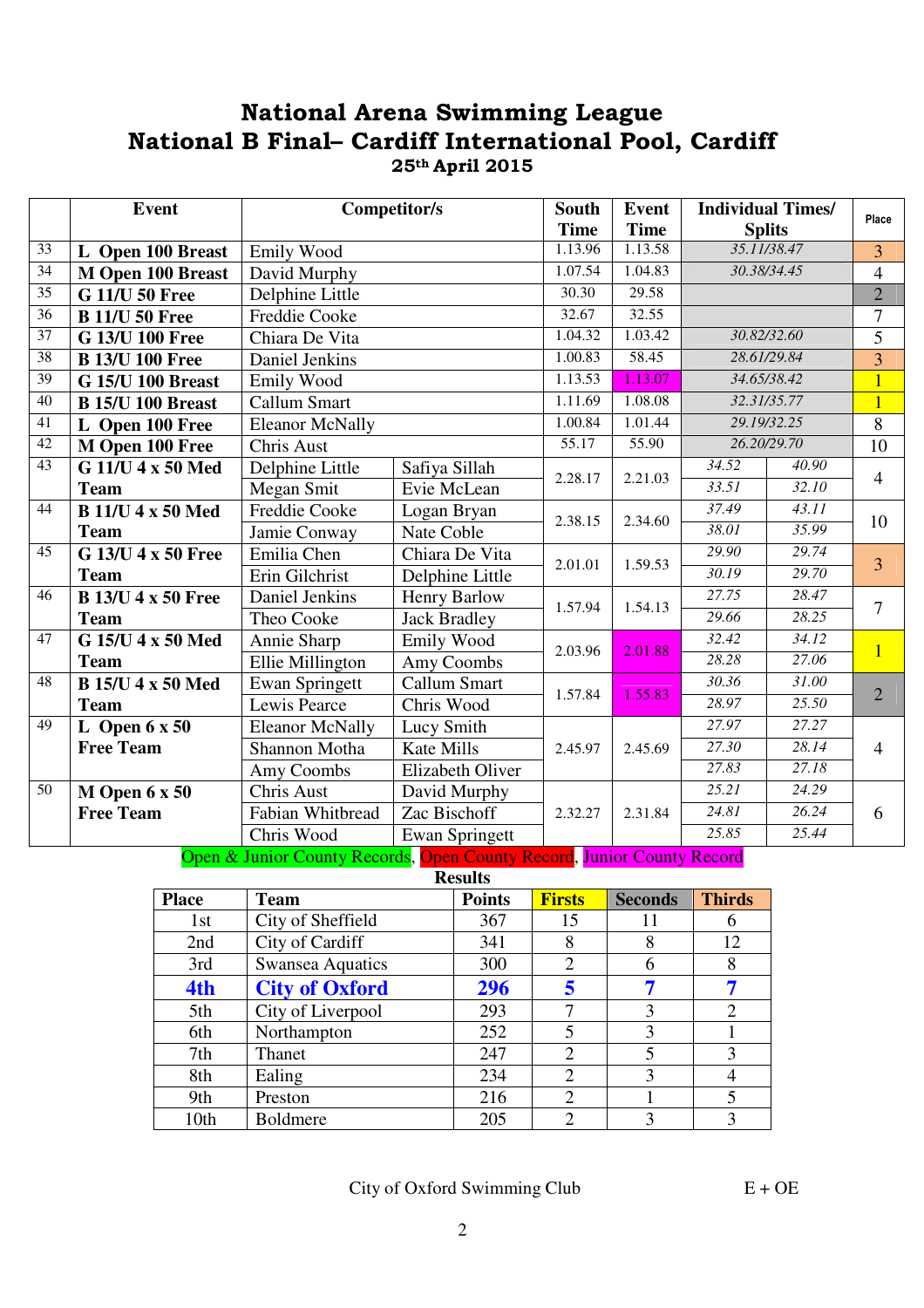# National Arena Swimming League

# National B Final– Cardiff International Pool, Cardiff

### 25th April 2015

| | Event | Competitor/s | | South Time | Event Time | Individual Times/ Splits | | Place |
|---|---|---|---|---|---|---|---|---|
| 33 | **L Open 100 Breast** | Emily Wood | | 1.13.96 | 1.13.58 | *35.11/38.47* | | 3 |
| 34 | **M Open 100 Breast** | David Murphy | | 1.07.54 | 1.04.83 | *30.38/34.45* | | 4 |
| 35 | **G 11/U 50 Free** | Delphine Little | | 30.30 | 29.58 | | | 2 |
| 36 | **B 11/U 50 Free** | Freddie Cooke | | 32.67 | 32.55 | | | 7 |
| 37 | **G 13/U 100 Free** | Chiara De Vita | | 1.04.32 | 1.03.42 | *30.82/32.60* | | 5 |
| 38 | **B 13/U 100 Free** | Daniel Jenkins | | 1.00.83 | 58.45 | *28.61/29.84* | | 3 |
| 39 | **G 15/U 100 Breast** | Emily Wood | | 1.13.53 | 1.13.07 | *34.65/38.42* | | 1 |
| 40 | **B 15/U 100 Breast** | Callum Smart | | 1.11.69 | 1.08.08 | *32.31/35.77* | | 1 |
| 41 | **L Open 100 Free** | Eleanor McNally | | 1.00.84 | 1.01.44 | *29.19/32.25* | | 8 |
| 42 | **M Open 100 Free** | Chris Aust | | 55.17 | 55.90 | *26.20/29.70* | | 10 |
| 43 | **G 11/U 4 x 50 Med Team** | Delphine Little | Safiya Sillah | 2.28.17 | 2.21.03 | *34.52* | *40.90* | 4 |
| | | Megan Smit | Evie McLean | | | *33.51* | *32.10* | |
| 44 | **B 11/U 4 x 50 Med Team** | Freddie Cooke | Logan Bryan | 2.38.15 | 2.34.60 | *37.49* | *43.11* | 10 |
| | | Jamie Conway | Nate Coble | | | *38.01* | *35.99* | |
| 45 | **G 13/U 4 x 50 Free Team** | Emilia Chen | Chiara De Vita | 2.01.01 | 1.59.53 | *29.90* | *29.74* | 3 |
| | | Erin Gilchrist | Delphine Little | | | *30.19* | *29.70* | |
| 46 | **B 13/U 4 x 50 Free Team** | Daniel Jenkins | Henry Barlow | 1.57.94 | 1.54.13 | *27.75* | *28.47* | 7 |
| | | Theo Cooke | Jack Bradley | | | *29.66* | *28.25* | |
| 47 | **G 15/U 4 x 50 Med Team** | Annie Sharp | Emily Wood | 2.03.96 | 2.01.88 | *32.42* | *34.12* | 1 |
| | | Ellie Millington | Amy Coombs | | | *28.28* | *27.06* | |
| 48 | **B 15/U 4 x 50 Med Team** | Ewan Springett | Callum Smart | 1.57.84 | 1.55.83 | *30.36* | *31.00* | 2 |
| | | Lewis Pearce | Chris Wood | | | *28.97* | *25.50* | |
| 49 | **L Open 6 x 50 Free Team** | Eleanor McNally | Lucy Smith | 2.45.97 | 2.45.69 | *27.97* | *27.27* | 4 |
| | | Shannon Motha | Kate Mills | | | *27.30* | *28.14* | |
| | | Amy Coombs | Elizabeth Oliver | | | *27.83* | *27.18* | |
| 50 | **M Open 6 x 50 Free Team** | Chris Aust | David Murphy | 2.32.27 | 2.31.84 | *25.21* | *24.29* | 6 |
| | | Fabian Whitbread | Zac Bischoff | | | *24.81* | *26.24* | |
| | | Chris Wood | Ewan Springett | | | *25.85* | *25.44* | |

Open & Junior County Records, Open County Record, Junior County Record

**Results**

| Place | Team | Points | Firsts | Seconds | Thirds |
|---|---|---|---|---|---|
| 1st | City of Sheffield | 367 | 15 | 11 | 6 |
| 2nd | City of Cardiff | 341 | 8 | 8 | 12 |
| 3rd | Swansea Aquatics | 300 | 2 | 6 | 8 |
| **4th** | **City of Oxford** | **296** | **5** | **7** | **7** |
| 5th | City of Liverpool | 293 | 7 | 3 | 2 |
| 6th | Northampton | 252 | 5 | 3 | 1 |
| 7th | Thanet | 247 | 2 | 5 | 3 |
| 8th | Ealing | 234 | 2 | 3 | 4 |
| 9th | Preston | 216 | 2 | 1 | 5 |
| 10th | Boldmere | 205 | 2 | 3 | 3 |